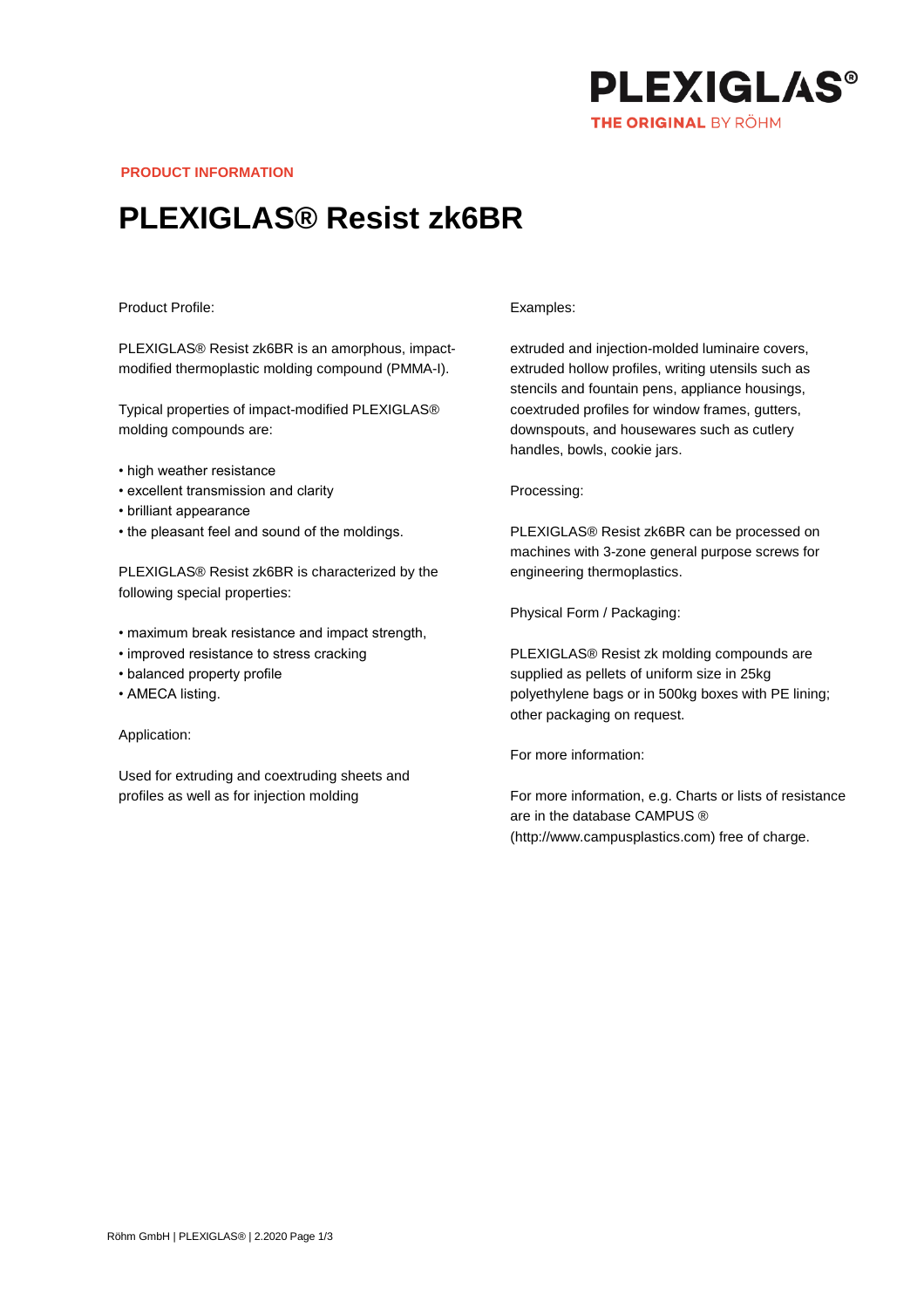PLEXIGLAS®

THE ORIGINAL BY RÖHM

**PRODUCT INFORMATION**

# PLEXIGLAS® Resist zk6BR

Product Profile:

PLEXIGLAS® Resist zk6BR is an amorphous, impact-modified thermoplastic molding compound (PMMA-I).

Typical properties of impact-modified PLEXIGLAS® molding compounds are:

- high weather resistance
- excellent transmission and clarity
- brilliant appearance
- the pleasant feel and sound of the moldings.

PLEXIGLAS® Resist zk6BR is characterized by the following special properties:

- maximum break resistance and impact strength,
- improved resistance to stress cracking
- balanced property profile
- AMECA listing.

Application:

Used for extruding and coextruding sheets and profiles as well as for injection molding

Examples:

extruded and injection-molded luminaire covers, extruded hollow profiles, writing utensils such as stencils and fountain pens, appliance housings, coextruded profiles for window frames, gutters, downspouts, and housewares such as cutlery handles, bowls, cookie jars.

Processing:

PLEXIGLAS® Resist zk6BR can be processed on machines with 3-zone general purpose screws for engineering thermoplastics.

Physical Form / Packaging:

PLEXIGLAS® Resist zk molding compounds are supplied as pellets of uniform size in 25kg polyethylene bags or in 500kg boxes with PE lining; other packaging on request.

For more information:

For more information, e.g. Charts or lists of resistance are in the database CAMPUS ® (http://www.campusplastics.com) free of charge.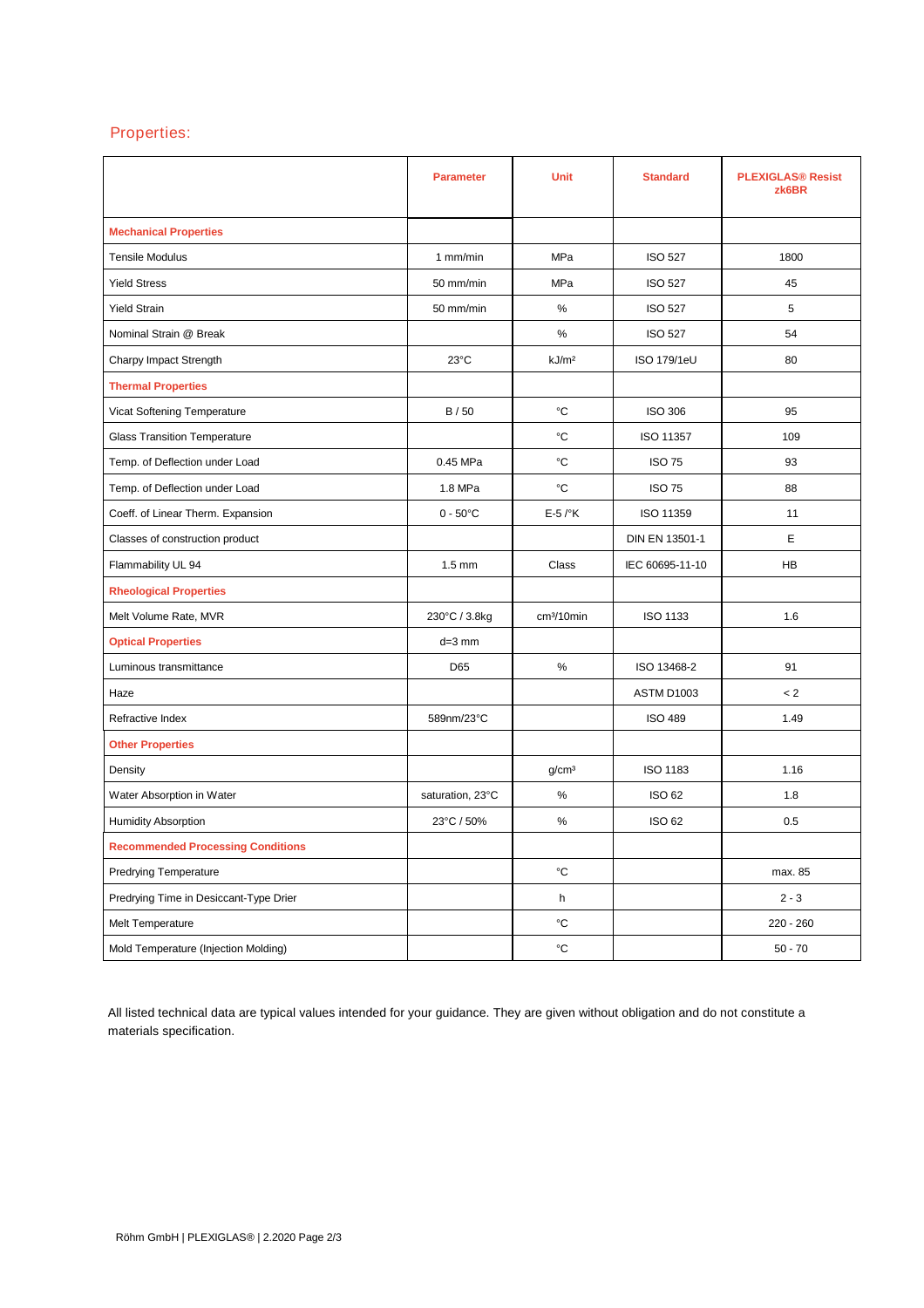## Properties:

| | Parameter | Unit | Standard | PLEXIGLAS® Resist zk6BR |
|---|---|---|---|---|
| **Mechanical Properties** | | | | |
| Tensile Modulus | 1 mm/min | MPa | ISO 527 | 1800 |
| Yield Stress | 50 mm/min | MPa | ISO 527 | 45 |
| Yield Strain | 50 mm/min | % | ISO 527 | 5 |
| Nominal Strain @ Break | | % | ISO 527 | 54 |
| Charpy Impact Strength | 23°C | kJ/m² | ISO 179/1eU | 80 |
| **Thermal Properties** | | | | |
| Vicat Softening Temperature | B / 50 | °C | ISO 306 | 95 |
| Glass Transition Temperature | | °C | ISO 11357 | 109 |
| Temp. of Deflection under Load | 0.45 MPa | °C | ISO 75 | 93 |
| Temp. of Deflection under Load | 1.8 MPa | °C | ISO 75 | 88 |
| Coeff. of Linear Therm. Expansion | 0 - 50°C | E-5 /°K | ISO 11359 | 11 |
| Classes of construction product | | | DIN EN 13501-1 | E |
| Flammability UL 94 | 1.5 mm | Class | IEC 60695-11-10 | HB |
| **Rheological Properties** | | | | |
| Melt Volume Rate, MVR | 230°C / 3.8kg | cm³/10min | ISO 1133 | 1.6 |
| **Optical Properties** | d=3 mm | | | |
| Luminous transmittance | D65 | % | ISO 13468-2 | 91 |
| Haze | | | ASTM D1003 | < 2 |
| Refractive Index | 589nm/23°C | | ISO 489 | 1.49 |
| **Other Properties** | | | | |
| Density | | g/cm³ | ISO 1183 | 1.16 |
| Water Absorption in Water | saturation, 23°C | % | ISO 62 | 1.8 |
| Humidity Absorption | 23°C / 50% | % | ISO 62 | 0.5 |
| **Recommended Processing Conditions** | | | | |
| Predrying Temperature | | °C | | max. 85 |
| Predrying Time in Desiccant-Type Drier | | h | | 2 - 3 |
| Melt Temperature | | °C | | 220 - 260 |
| Mold Temperature (Injection Molding) | | °C | | 50 - 70 |

All listed technical data are typical values intended for your guidance. They are given without obligation and do not constitute a materials specification.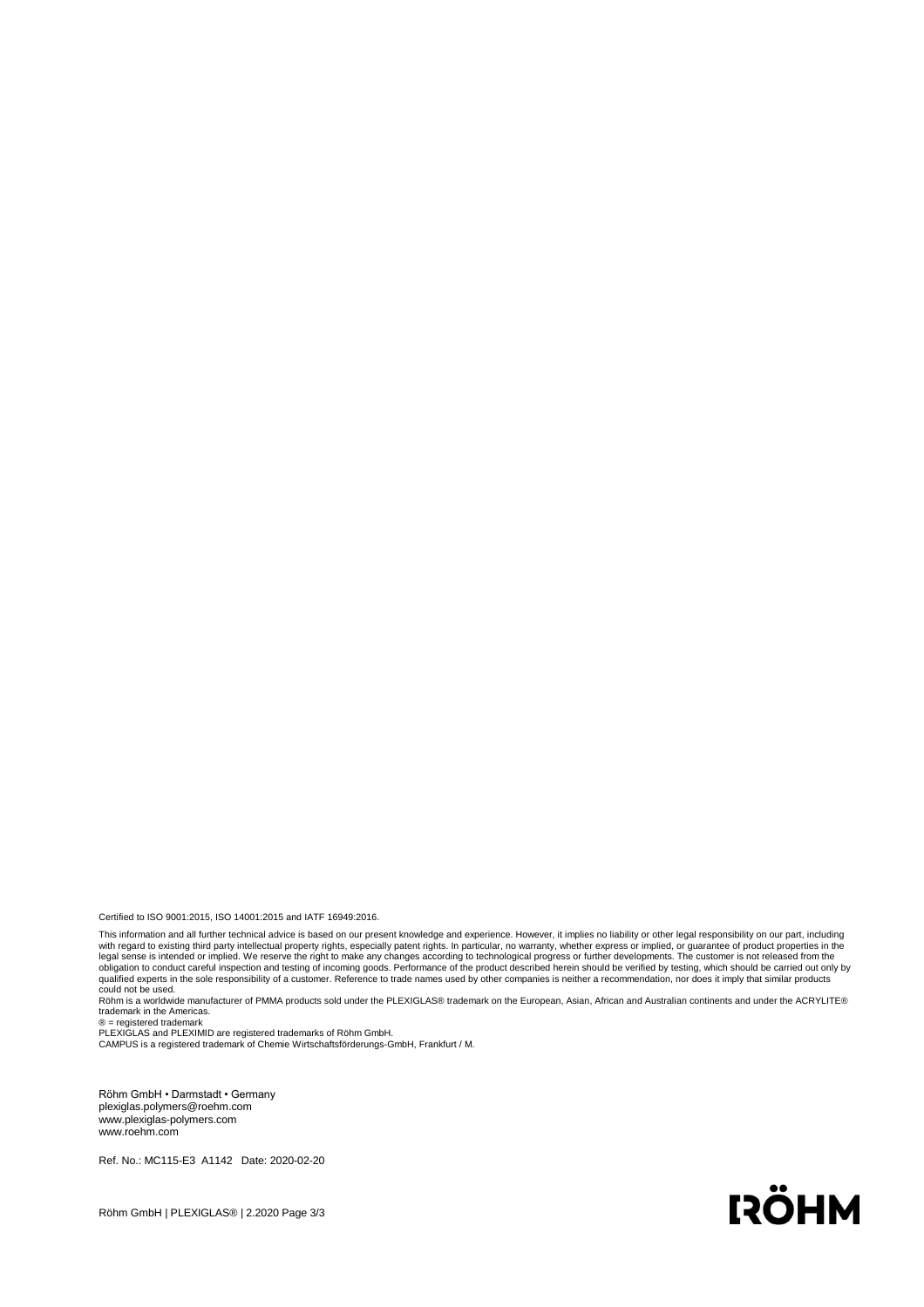Certified to ISO 9001:2015, ISO 14001:2015 and IATF 16949:2016.

This information and all further technical advice is based on our present knowledge and experience. However, it implies no liability or other legal responsibility on our part, including with regard to existing third party intellectual property rights, especially patent rights. In particular, no warranty, whether express or implied, or guarantee of product properties in the legal sense is intended or implied. We reserve the right to make any changes according to technological progress or further developments. The customer is not released from the obligation to conduct careful inspection and testing of incoming goods. Performance of the product described herein should be verified by testing, which should be carried out only by qualified experts in the sole responsibility of a customer. Reference to trade names used by other companies is neither a recommendation, nor does it imply that similar products could not be used.
Röhm is a worldwide manufacturer of PMMA products sold under the PLEXIGLAS® trademark on the European, Asian, African and Australian continents and under the ACRYLITE® trademark in the Americas.
® = registered trademark
PLEXIGLAS and PLEXIMID are registered trademarks of Röhm GmbH.
CAMPUS is a registered trademark of Chemie Wirtschaftsförderungs-GmbH, Frankfurt / M.

Röhm GmbH • Darmstadt • Germany
plexiglas.polymers@roehm.com
www.plexiglas-polymers.com
www.roehm.com

Ref. No.: MC115-E3 A1142 Date: 2020-02-20

RÖHM